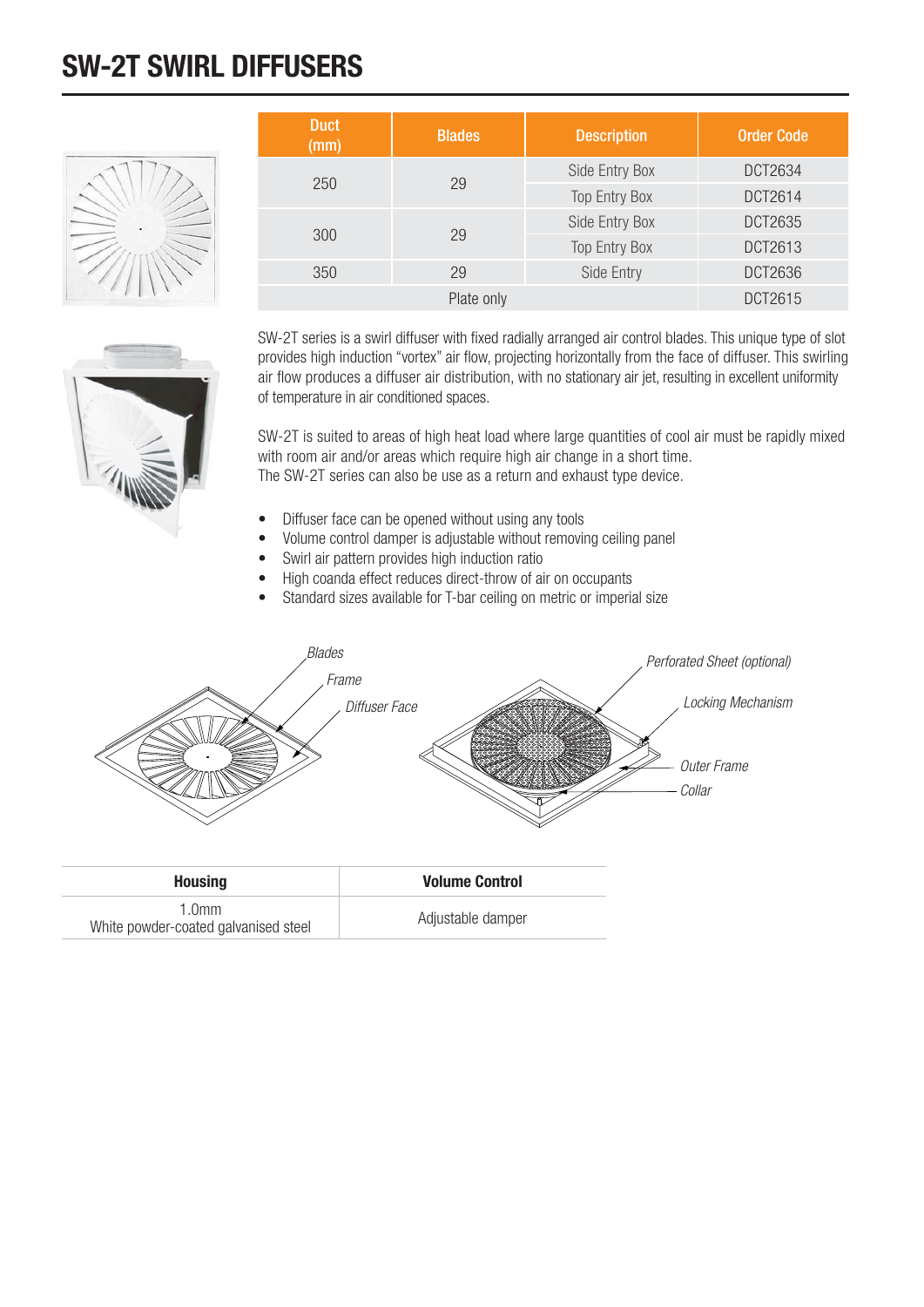# SW-2T SWIRL DIFFUSERS

| Duct (mm) | Blades | Description | Order Code |
|---|---|---|---|
| 250 | 29 | Side Entry Box | DCT2634 |
| | | Top Entry Box | DCT2614 |
| 300 | 29 | Side Entry Box | DCT2635 |
| | | Top Entry Box | DCT2613 |
| 350 | 29 | Side Entry | DCT2636 |
| Plate only | | | DCT2615 |

SW-2T series is a swirl diffuser with fixed radially arranged air control blades. This unique type of slot provides high induction "vortex" air flow, projecting horizontally from the face of diffuser. This swirling air flow produces a diffuser air distribution, with no stationary air jet, resulting in excellent uniformity of temperature in air conditioned spaces.

SW-2T is suited to areas of high heat load where large quantities of cool air must be rapidly mixed with room air and/or areas which require high air change in a short time.
The SW-2T series can also be use as a return and exhaust type device.

- Diffuser face can be opened without using any tools
- Volume control damper is adjustable without removing ceiling panel
- Swirl air pattern provides high induction ratio
- High coanda effect reduces direct-throw of air on occupants
- Standard sizes available for T-bar ceiling on metric or imperial size

*Blades*
*Frame*
*Diffuser Face*
*Perforated Sheet (optional)*
*Locking Mechanism*
*Outer Frame*
*Collar*

| Housing | Volume Control |
|---|---|
| 1.0mm<br>White powder-coated galvanised steel | Adjustable damper |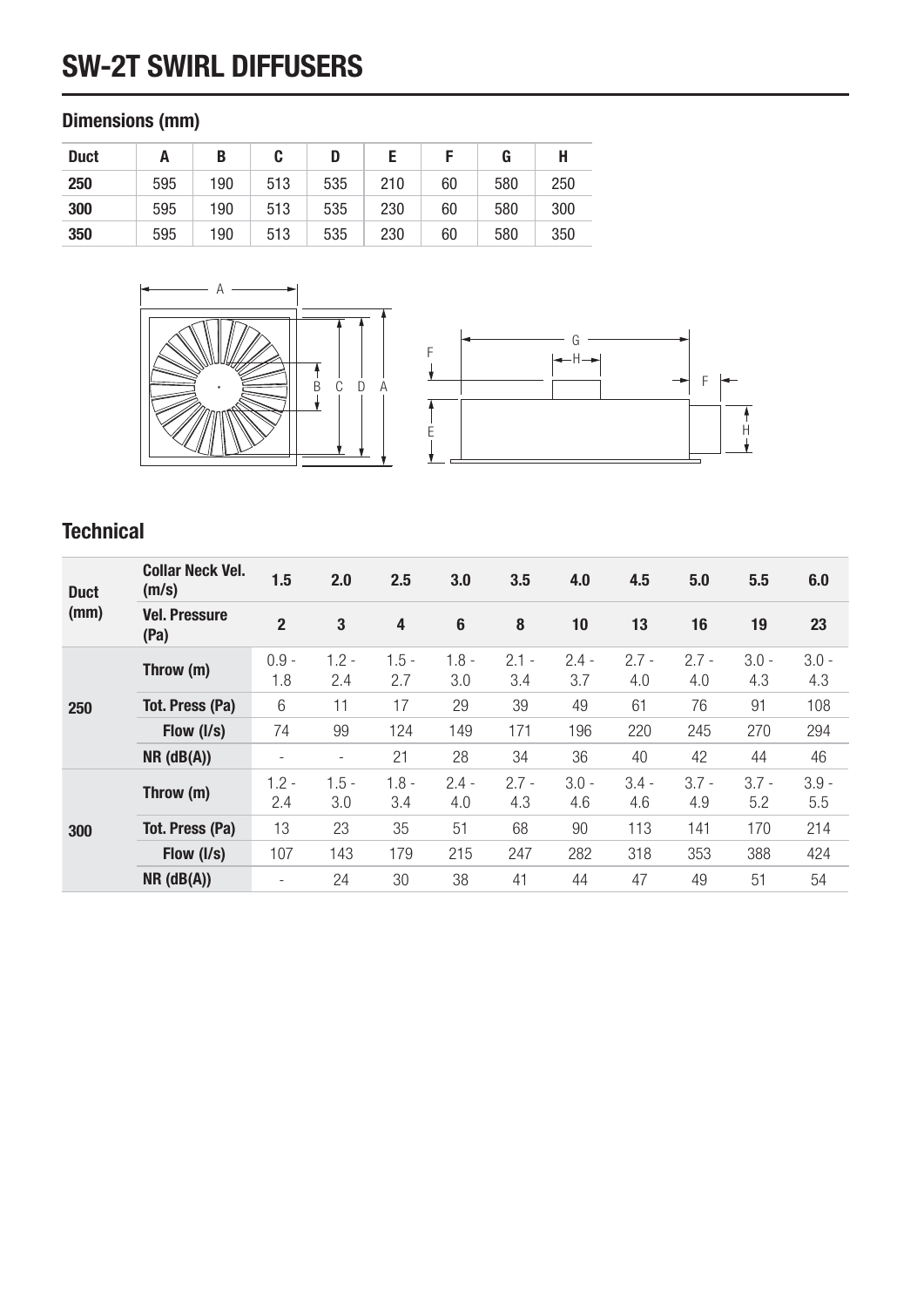# SW-2T SWIRL DIFFUSERS

## Dimensions (mm)

| Duct | A | B | C | D | E | F | G | H |
|---|---|---|---|---|---|---|---|---|
| 250 | 595 | 190 | 513 | 535 | 210 | 60 | 580 | 250 |
| 300 | 595 | 190 | 513 | 535 | 230 | 60 | 580 | 300 |
| 350 | 595 | 190 | 513 | 535 | 230 | 60 | 580 | 350 |

A
B
C
D
A
G
H
F
F
E
H

## Technical

| Duct (mm) | Collar Neck Vel. (m/s) | 1.5 | 2.0 | 2.5 | 3.0 | 3.5 | 4.0 | 4.5 | 5.0 | 5.5 | 6.0 |
|---|---|---|---|---|---|---|---|---|---|---|---|
| | Vel. Pressure (Pa) | 2 | 3 | 4 | 6 | 8 | 10 | 13 | 16 | 19 | 23 |
| 250 | Throw (m) | 0.9 - 1.8 | 1.2 - 2.4 | 1.5 - 2.7 | 1.8 - 3.0 | 2.1 - 3.4 | 2.4 - 3.7 | 2.7 - 4.0 | 2.7 - 4.0 | 3.0 - 4.3 | 3.0 - 4.3 |
| | Tot. Press (Pa) | 6 | 11 | 17 | 29 | 39 | 49 | 61 | 76 | 91 | 108 |
| | Flow (l/s) | 74 | 99 | 124 | 149 | 171 | 196 | 220 | 245 | 270 | 294 |
| | NR (dB(A)) | - | - | 21 | 28 | 34 | 36 | 40 | 42 | 44 | 46 |
| 300 | Throw (m) | 1.2 - 2.4 | 1.5 - 3.0 | 1.8 - 3.4 | 2.4 - 4.0 | 2.7 - 4.3 | 3.0 - 4.6 | 3.4 - 4.6 | 3.7 - 4.9 | 3.7 - 5.2 | 3.9 - 5.5 |
| | Tot. Press (Pa) | 13 | 23 | 35 | 51 | 68 | 90 | 113 | 141 | 170 | 214 |
| | Flow (l/s) | 107 | 143 | 179 | 215 | 247 | 282 | 318 | 353 | 388 | 424 |
| | NR (dB(A)) | - | 24 | 30 | 38 | 41 | 44 | 47 | 49 | 51 | 54 |